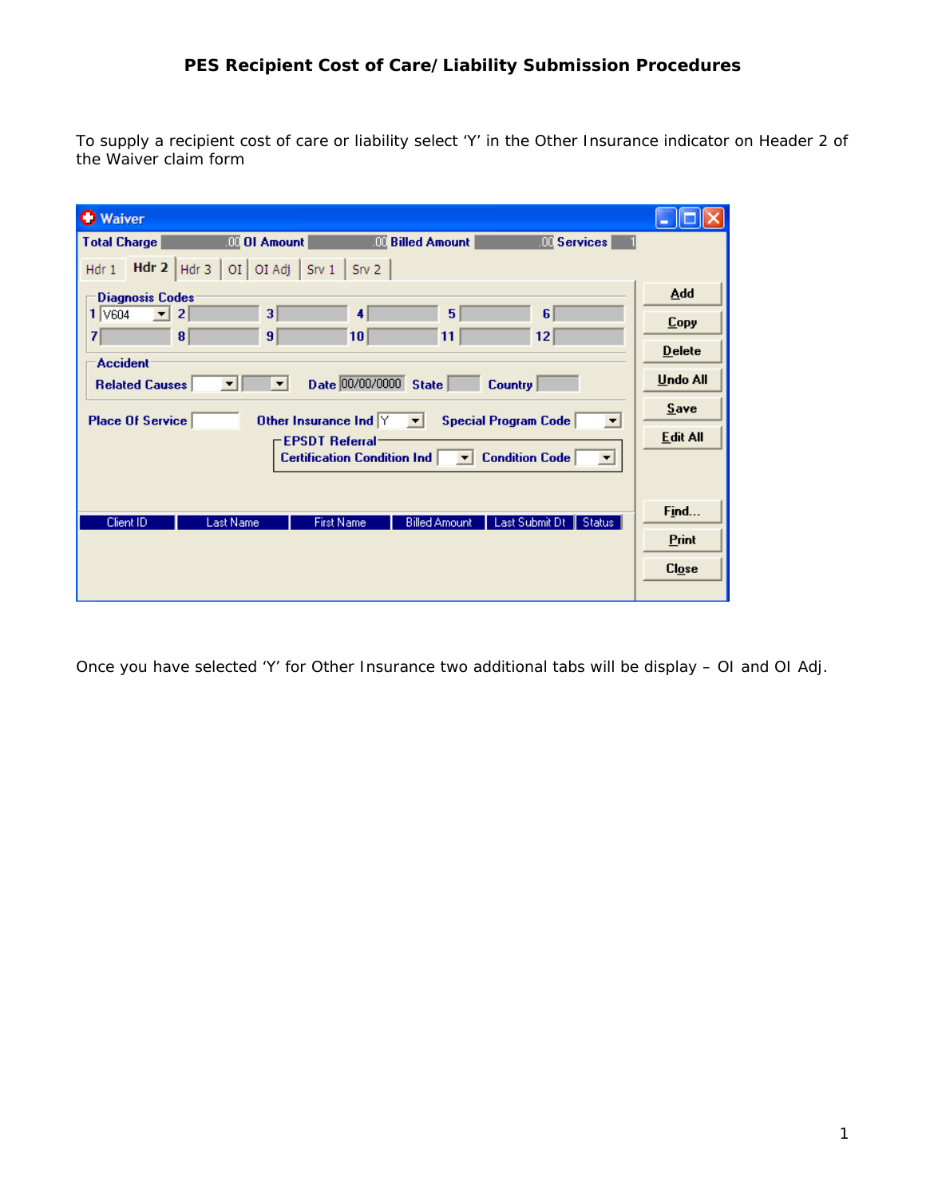# PES Recipient Cost of Care/Liability Submission Procedures

To supply a recipient cost of care or liability select 'Y' in the Other Insurance indicator on Header 2 of the Waiver claim form

Once you have selected 'Y' for Other Insurance two additional tabs will be display – OI and OI Adj.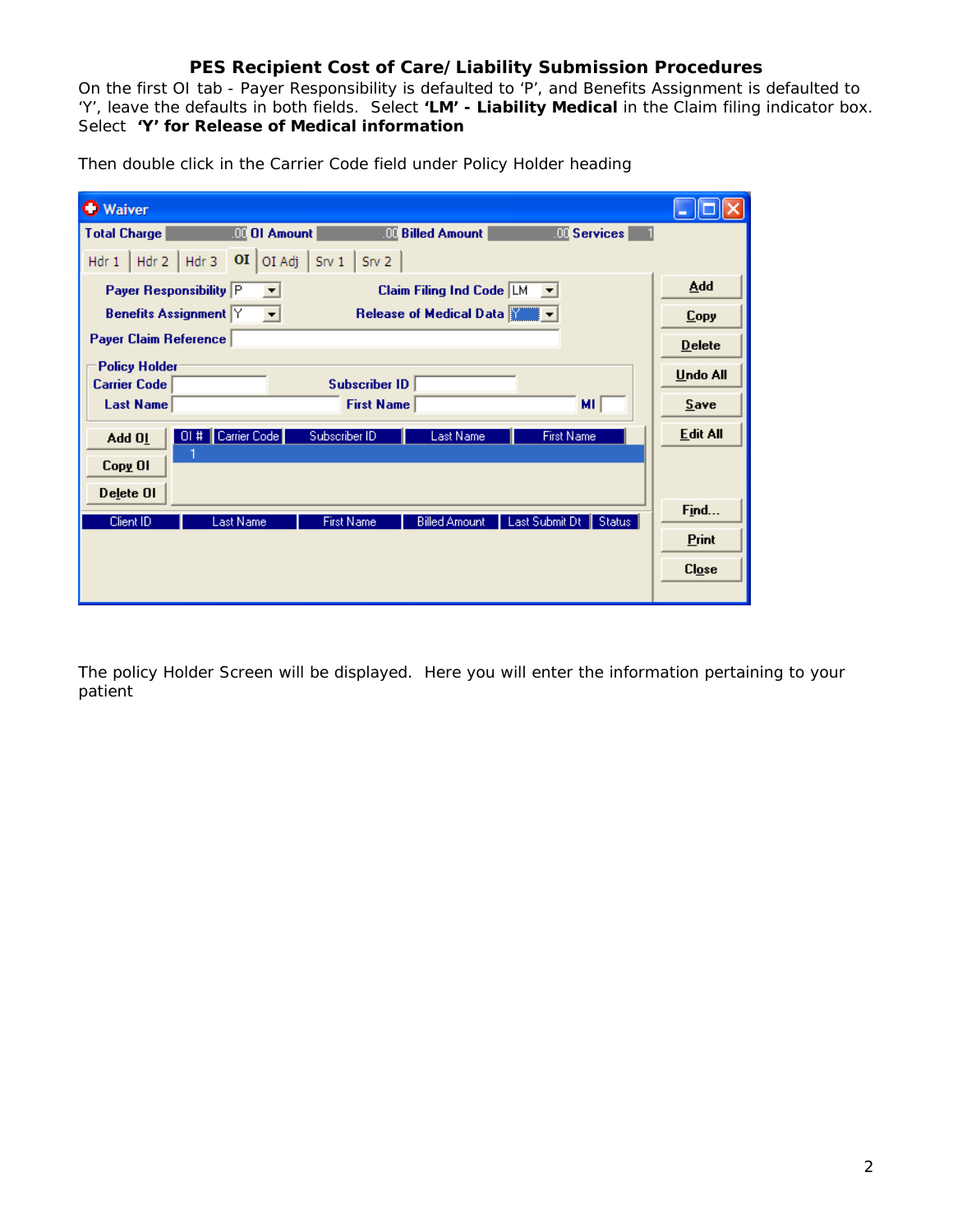On the first OI tab - Payer Responsibility is defaulted to ‘P’, and Benefits Assignment is defaulted to ‘Y’, leave the defaults in both fields. Select **‘LM’ - Liability Medical** in the Claim filing indicator box. Select **‘Y’ for Release of Medical information**

Then double click in the Carrier Code field under Policy Holder heading

The policy Holder Screen will be displayed. Here you will enter the information pertaining to your patient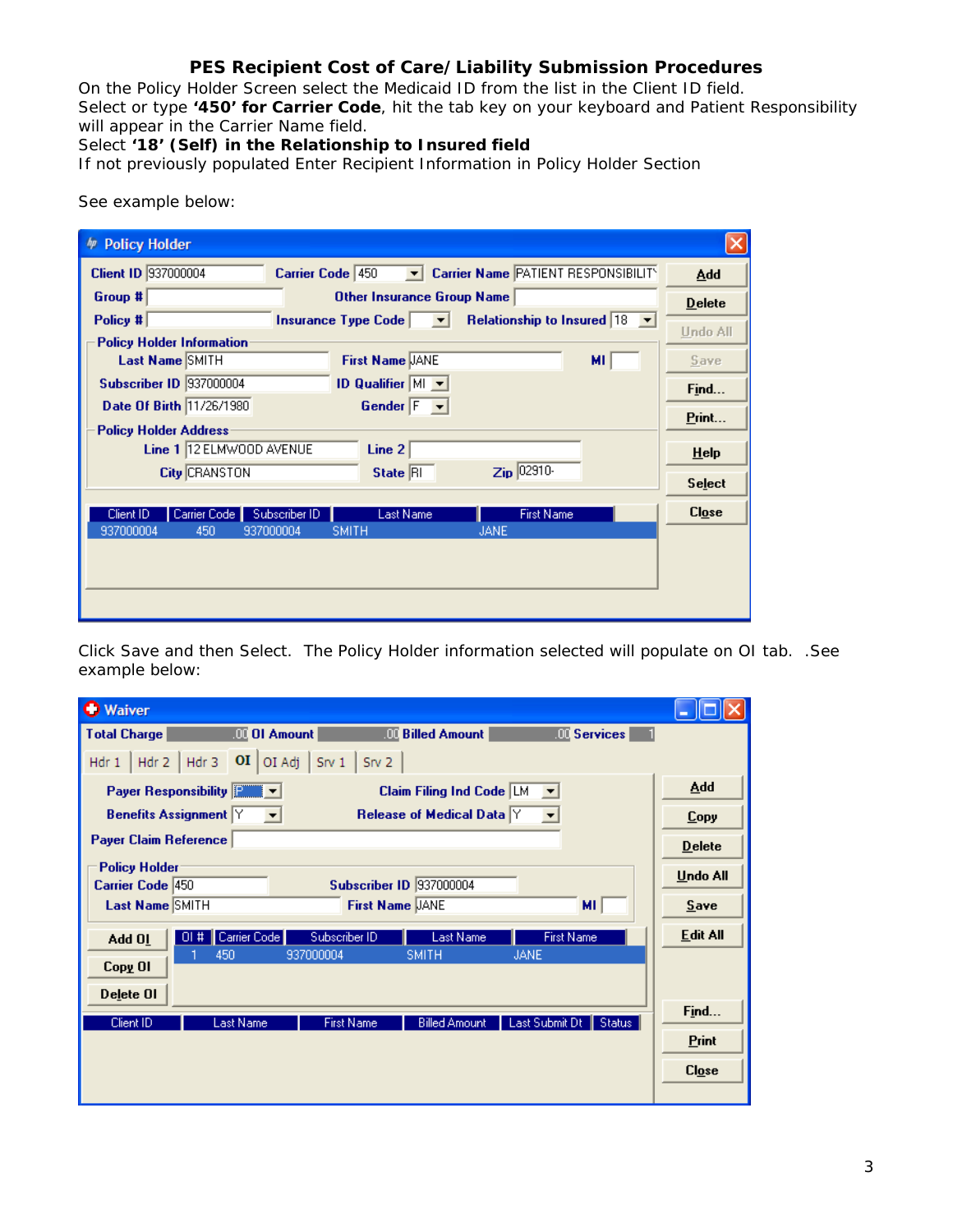**PES Recipient Cost of Care/Liability Submission Procedures**

On the Policy Holder Screen select the Medicaid ID from the list in the Client ID field.
Select or type **'450' for Carrier Code**, hit the tab key on your keyboard and Patient Responsibility will appear in the Carrier Name field.
Select **'18' (Self) in the Relationship to Insured field**
If not previously populated Enter Recipient Information in Policy Holder Section

See example below:

Click Save and then Select. The Policy Holder information selected will populate on OI tab. .See example below: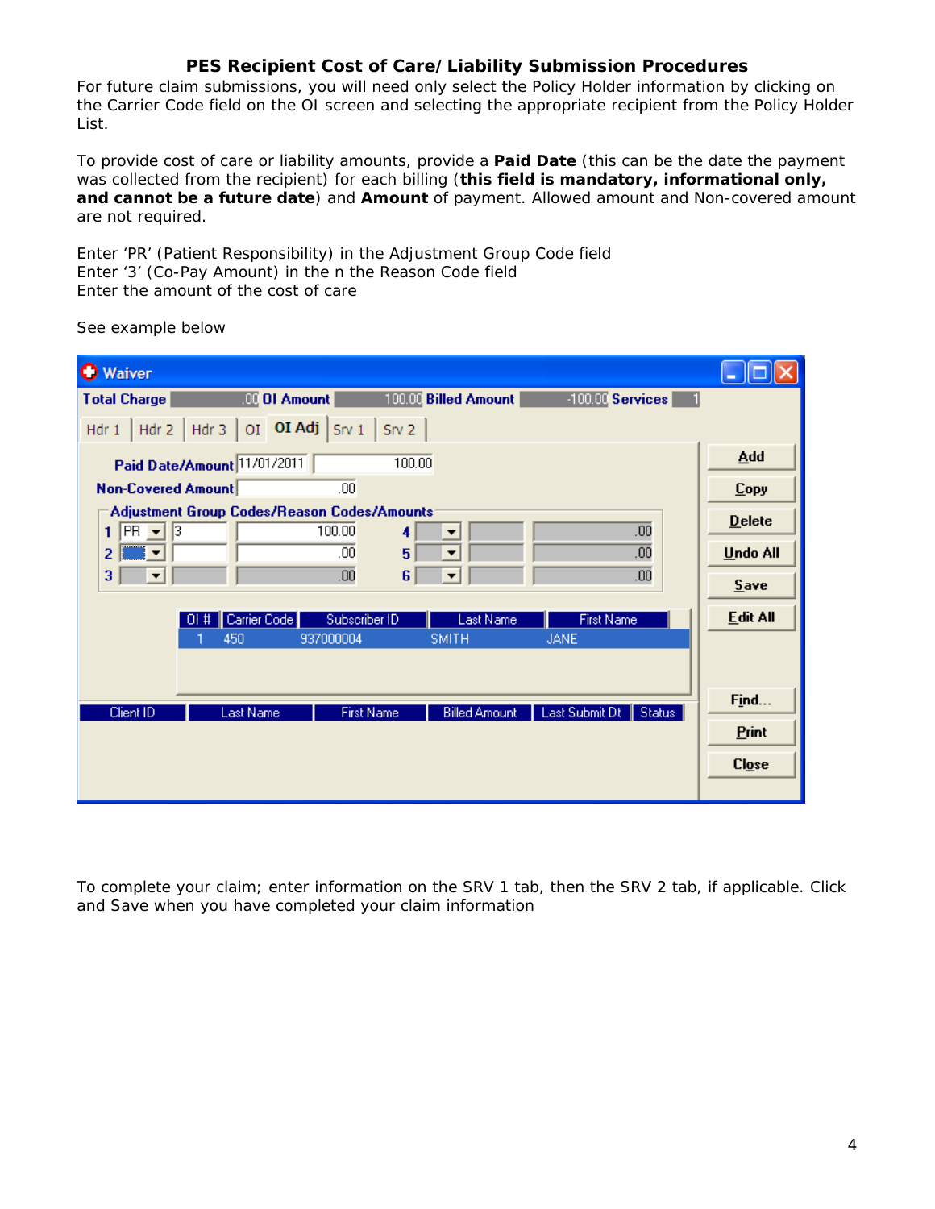## PES Recipient Cost of Care/ Liability Submission Procedures

For future claim submissions, you will need only select the Policy Holder information by clicking on the Carrier Code field on the OI screen and selecting the appropriate recipient from the Policy Holder List.

To provide cost of care or liability amounts, provide a **Paid Date** (this can be the date the payment was collected from the recipient) for each billing (**this field is mandatory, informational only, and cannot be a future date**) and **Amount** of payment. Allowed amount and Non-covered amount are not required.

Enter 'PR' (Patient Responsibility) in the Adjustment Group Code field
Enter '3' (Co-Pay Amount) in the n the Reason Code field
Enter the amount of the cost of care

See example below

To complete your claim; enter information on the SRV 1 tab, then the SRV 2 tab, if applicable. Click and Save when you have completed your claim information